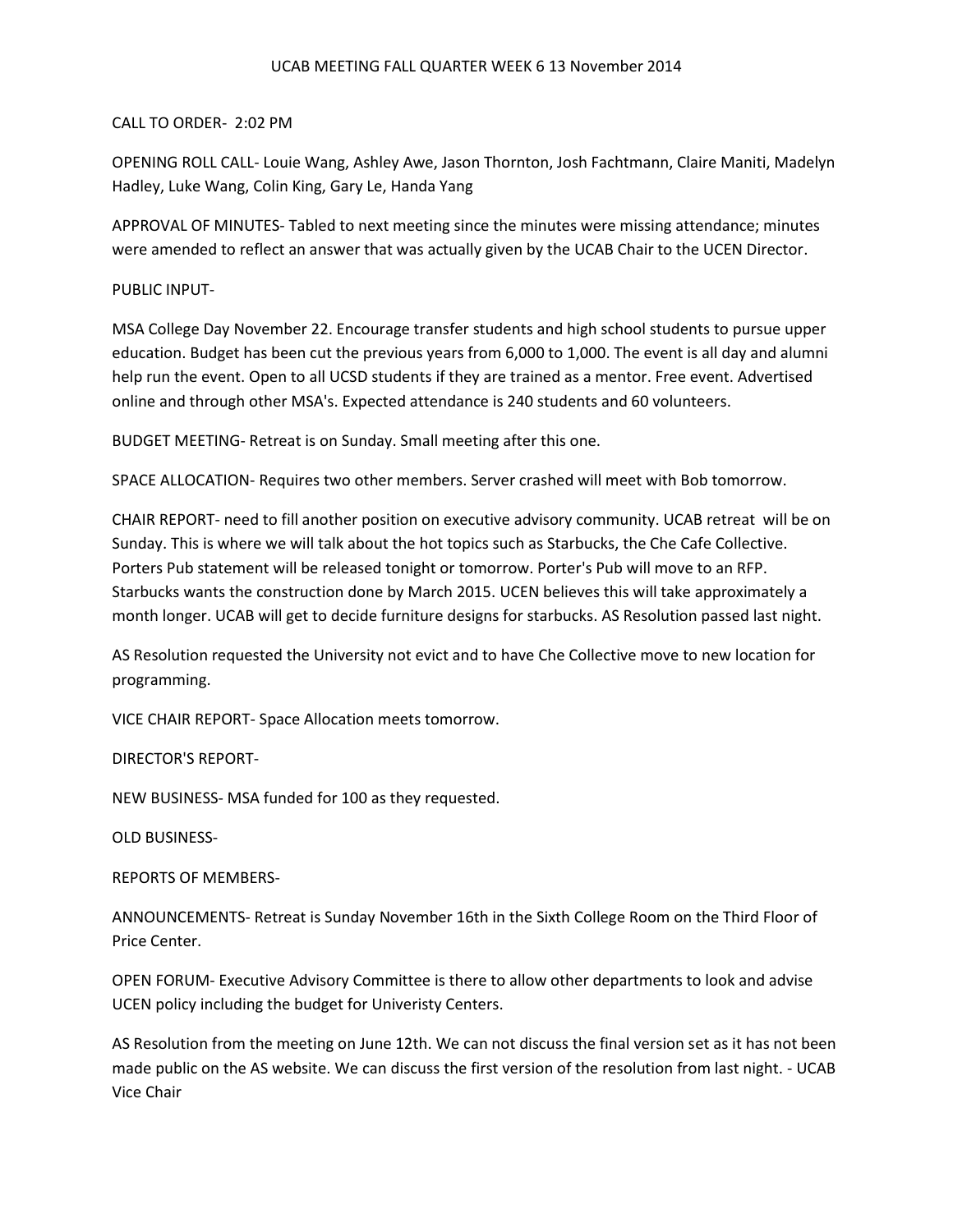# UCAB MEETING FALL QUARTER WEEK 6 13 November 2014

CALL TO ORDER- 2:02 PM

OPENING ROLL CALL- Louie Wang, Ashley Awe, Jason Thornton, Josh Fachtmann, Claire Maniti, Madelyn Hadley, Luke Wang, Colin King, Gary Le, Handa Yang

APPROVAL OF MINUTES- Tabled to next meeting since the minutes were missing attendance; minutes were amended to reflect an answer that was actually given by the UCAB Chair to the UCEN Director.

PUBLIC INPUT-

MSA College Day November 22. Encourage transfer students and high school students to pursue upper education. Budget has been cut the previous years from 6,000 to 1,000. The event is all day and alumni help run the event. Open to all UCSD students if they are trained as a mentor. Free event. Advertised online and through other MSA's. Expected attendance is 240 students and 60 volunteers.

BUDGET MEETING- Retreat is on Sunday. Small meeting after this one.

SPACE ALLOCATION- Requires two other members. Server crashed will meet with Bob tomorrow.

CHAIR REPORT- need to fill another position on executive advisory community. UCAB retreat will be on Sunday. This is where we will talk about the hot topics such as Starbucks, the Che Cafe Collective. Porters Pub statement will be released tonight or tomorrow. Porter's Pub will move to an RFP. Starbucks wants the construction done by March 2015. UCEN believes this will take approximately a month longer. UCAB will get to decide furniture designs for starbucks. AS Resolution passed last night.

AS Resolution requested the University not evict and to have Che Collective move to new location for programming.

VICE CHAIR REPORT- Space Allocation meets tomorrow.

DIRECTOR'S REPORT-

NEW BUSINESS- MSA funded for 100 as they requested.

OLD BUSINESS-

REPORTS OF MEMBERS-

ANNOUNCEMENTS- Retreat is Sunday November 16th in the Sixth College Room on the Third Floor of Price Center.

OPEN FORUM- Executive Advisory Committee is there to allow other departments to look and advise UCEN policy including the budget for Univeristy Centers.

AS Resolution from the meeting on June 12th. We can not discuss the final version set as it has not been made public on the AS website. We can discuss the first version of the resolution from last night. - UCAB Vice Chair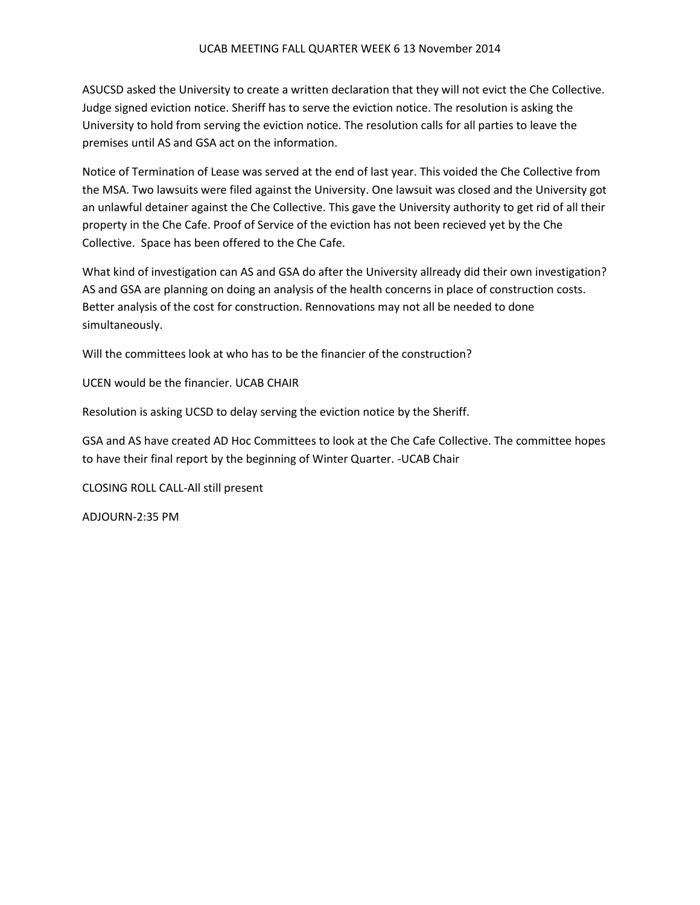ASUCSD asked the University to create a written declaration that they will not evict the Che Collective. Judge signed eviction notice. Sheriff has to serve the eviction notice. The resolution is asking the University to hold from serving the eviction notice. The resolution calls for all parties to leave the premises until AS and GSA act on the information.

Notice of Termination of Lease was served at the end of last year. This voided the Che Collective from the MSA. Two lawsuits were filed against the University. One lawsuit was closed and the University got an unlawful detainer against the Che Collective. This gave the University authority to get rid of all their property in the Che Cafe. Proof of Service of the eviction has not been recieved yet by the Che Collective. Space has been offered to the Che Cafe.

What kind of investigation can AS and GSA do after the University allready did their own investigation? AS and GSA are planning on doing an analysis of the health concerns in place of construction costs. Better analysis of the cost for construction. Rennovations may not all be needed to done simultaneously.

Will the committees look at who has to be the financier of the construction?

UCEN would be the financier. UCAB CHAIR

Resolution is asking UCSD to delay serving the eviction notice by the Sheriff.

GSA and AS have created AD Hoc Committees to look at the Che Cafe Collective. The committee hopes to have their final report by the beginning of Winter Quarter. -UCAB Chair

CLOSING ROLL CALL-All still present

ADJOURN-2:35 PM